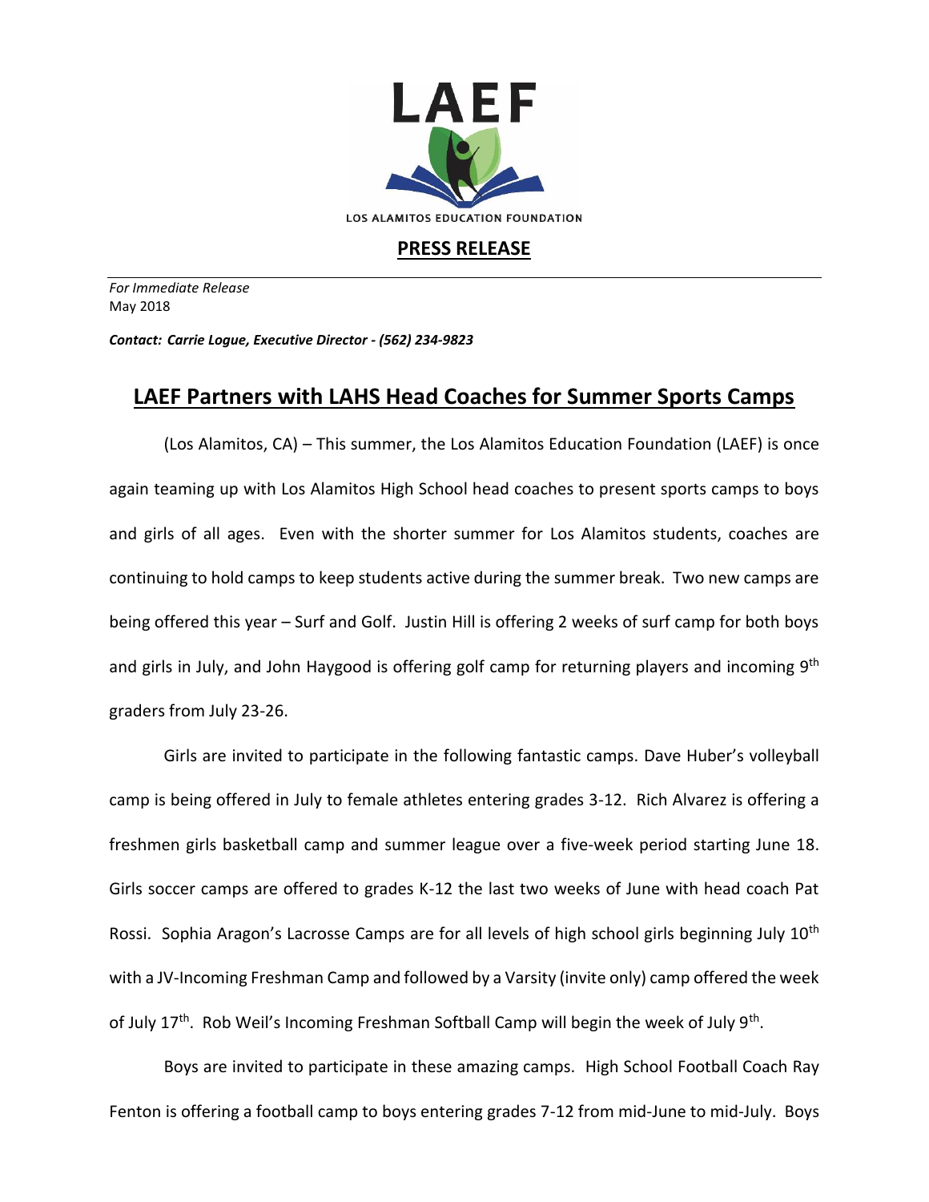LAEF

LOS ALAMITOS EDUCATION FOUNDATION

## PRESS RELEASE

*For Immediate Release*
May 2018

***Contact: Carrie Logue, Executive Director - (562) 234-9823***

# LAEF Partners with LAHS Head Coaches for Summer Sports Camps

(Los Alamitos, CA) – This summer, the Los Alamitos Education Foundation (LAEF) is once again teaming up with Los Alamitos High School head coaches to present sports camps to boys and girls of all ages. Even with the shorter summer for Los Alamitos students, coaches are continuing to hold camps to keep students active during the summer break. Two new camps are being offered this year – Surf and Golf. Justin Hill is offering 2 weeks of surf camp for both boys and girls in July, and John Haygood is offering golf camp for returning players and incoming 9th graders from July 23-26.

Girls are invited to participate in the following fantastic camps. Dave Huber's volleyball camp is being offered in July to female athletes entering grades 3-12. Rich Alvarez is offering a freshmen girls basketball camp and summer league over a five-week period starting June 18. Girls soccer camps are offered to grades K-12 the last two weeks of June with head coach Pat Rossi. Sophia Aragon's Lacrosse Camps are for all levels of high school girls beginning July 10th with a JV-Incoming Freshman Camp and followed by a Varsity (invite only) camp offered the week of July 17th. Rob Weil's Incoming Freshman Softball Camp will begin the week of July 9th.

Boys are invited to participate in these amazing camps. High School Football Coach Ray Fenton is offering a football camp to boys entering grades 7-12 from mid-June to mid-July. Boys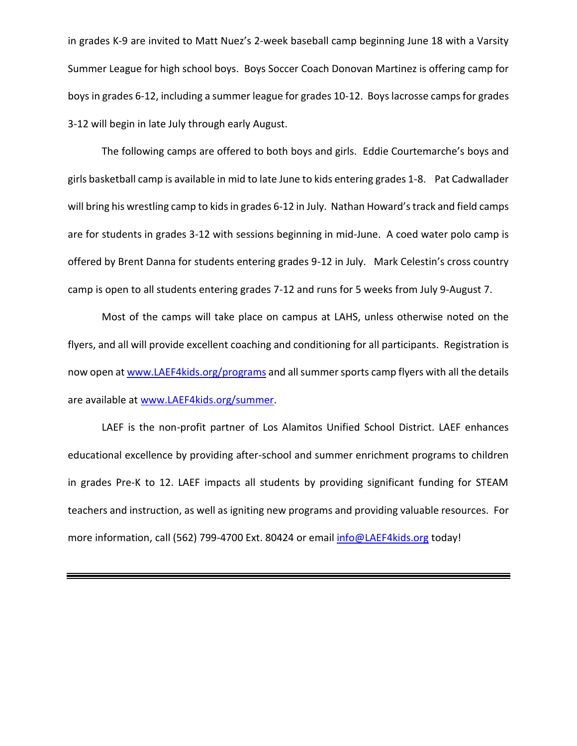in grades K-9 are invited to Matt Nuez's 2-week baseball camp beginning June 18 with a Varsity Summer League for high school boys. Boys Soccer Coach Donovan Martinez is offering camp for boys in grades 6-12, including a summer league for grades 10-12. Boys lacrosse camps for grades 3-12 will begin in late July through early August.

The following camps are offered to both boys and girls. Eddie Courtemarche's boys and girls basketball camp is available in mid to late June to kids entering grades 1-8. Pat Cadwallader will bring his wrestling camp to kids in grades 6-12 in July. Nathan Howard's track and field camps are for students in grades 3-12 with sessions beginning in mid-June. A coed water polo camp is offered by Brent Danna for students entering grades 9-12 in July. Mark Celestin's cross country camp is open to all students entering grades 7-12 and runs for 5 weeks from July 9-August 7.

Most of the camps will take place on campus at LAHS, unless otherwise noted on the flyers, and all will provide excellent coaching and conditioning for all participants. Registration is now open at [www.LAEF4kids.org/programs](http://www.LAEF4kids.org/programs) and all summer sports camp flyers with all the details are available at [www.LAEF4kids.org/summer](http://www.LAEF4kids.org/summer).

LAEF is the non-profit partner of Los Alamitos Unified School District. LAEF enhances educational excellence by providing after-school and summer enrichment programs to children in grades Pre-K to 12. LAEF impacts all students by providing significant funding for STEAM teachers and instruction, as well as igniting new programs and providing valuable resources. For more information, call (562) 799-4700 Ext. 80424 or email [info@LAEF4kids.org](mailto:info@LAEF4kids.org) today!

---